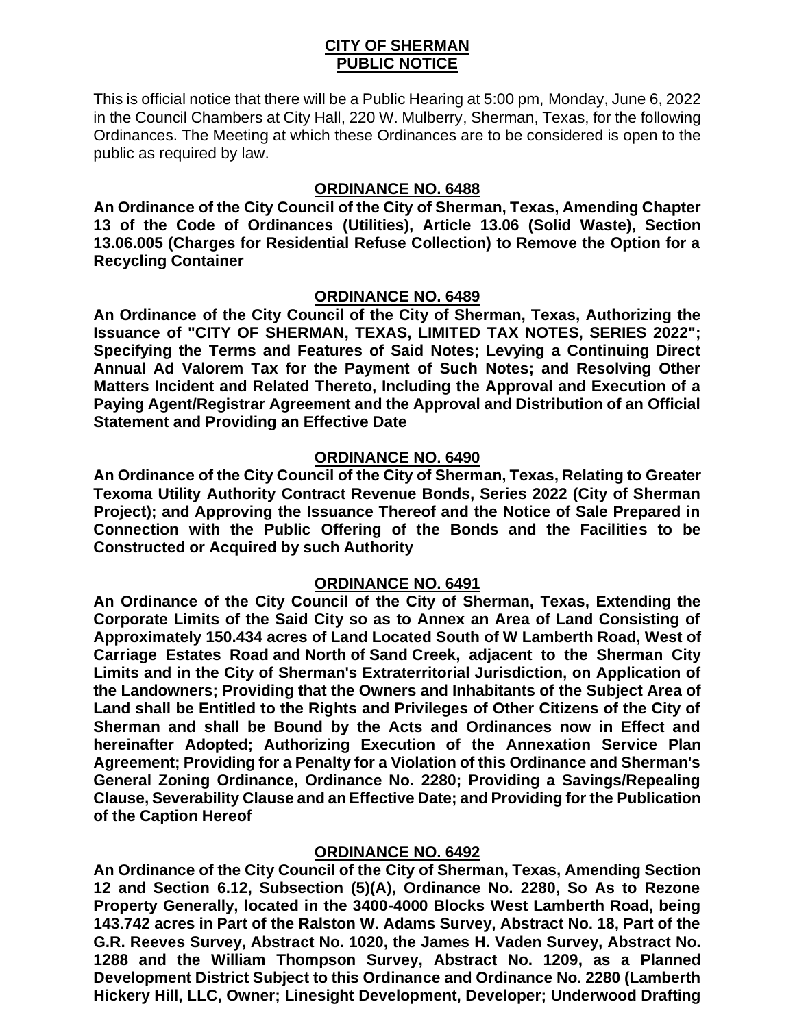**CITY OF SHERMAN**
**PUBLIC NOTICE**

This is official notice that there will be a Public Hearing at 5:00 pm, Monday, June 6, 2022 in the Council Chambers at City Hall, 220 W. Mulberry, Sherman, Texas, for the following Ordinances. The Meeting at which these Ordinances are to be considered is open to the public as required by law.

**ORDINANCE NO. 6488**

**An Ordinance of the City Council of the City of Sherman, Texas, Amending Chapter 13 of the Code of Ordinances (Utilities), Article 13.06 (Solid Waste), Section 13.06.005 (Charges for Residential Refuse Collection) to Remove the Option for a Recycling Container**

**ORDINANCE NO. 6489**

**An Ordinance of the City Council of the City of Sherman, Texas, Authorizing the Issuance of "CITY OF SHERMAN, TEXAS, LIMITED TAX NOTES, SERIES 2022"; Specifying the Terms and Features of Said Notes; Levying a Continuing Direct Annual Ad Valorem Tax for the Payment of Such Notes; and Resolving Other Matters Incident and Related Thereto, Including the Approval and Execution of a Paying Agent/Registrar Agreement and the Approval and Distribution of an Official Statement and Providing an Effective Date**

**ORDINANCE NO. 6490**

**An Ordinance of the City Council of the City of Sherman, Texas, Relating to Greater Texoma Utility Authority Contract Revenue Bonds, Series 2022 (City of Sherman Project); and Approving the Issuance Thereof and the Notice of Sale Prepared in Connection with the Public Offering of the Bonds and the Facilities to be Constructed or Acquired by such Authority**

**ORDINANCE NO. 6491**

**An Ordinance of the City Council of the City of Sherman, Texas, Extending the Corporate Limits of the Said City so as to Annex an Area of Land Consisting of Approximately 150.434 acres of Land Located South of W Lamberth Road, West of Carriage Estates Road and North of Sand Creek, adjacent to the Sherman City Limits and in the City of Sherman's Extraterritorial Jurisdiction, on Application of the Landowners; Providing that the Owners and Inhabitants of the Subject Area of Land shall be Entitled to the Rights and Privileges of Other Citizens of the City of Sherman and shall be Bound by the Acts and Ordinances now in Effect and hereinafter Adopted; Authorizing Execution of the Annexation Service Plan Agreement; Providing for a Penalty for a Violation of this Ordinance and Sherman's General Zoning Ordinance, Ordinance No. 2280; Providing a Savings/Repealing Clause, Severability Clause and an Effective Date; and Providing for the Publication of the Caption Hereof**

**ORDINANCE NO. 6492**

**An Ordinance of the City Council of the City of Sherman, Texas, Amending Section 12 and Section 6.12, Subsection (5)(A), Ordinance No. 2280, So As to Rezone Property Generally, located in the 3400-4000 Blocks West Lamberth Road, being 143.742 acres in Part of the Ralston W. Adams Survey, Abstract No. 18, Part of the G.R. Reeves Survey, Abstract No. 1020, the James H. Vaden Survey, Abstract No. 1288 and the William Thompson Survey, Abstract No. 1209, as a Planned Development District Subject to this Ordinance and Ordinance No. 2280 (Lamberth Hickery Hill, LLC, Owner; Linesight Development, Developer; Underwood Drafting**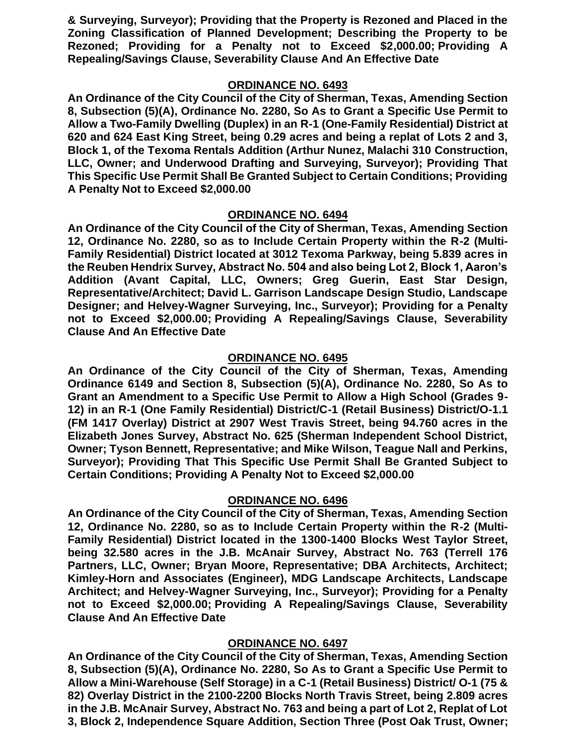**& Surveying, Surveyor); Providing that the Property is Rezoned and Placed in the Zoning Classification of Planned Development; Describing the Property to be Rezoned; Providing for a Penalty not to Exceed $2,000.00; Providing A Repealing/Savings Clause, Severability Clause And An Effective Date**

## ORDINANCE NO. 6493

**An Ordinance of the City Council of the City of Sherman, Texas, Amending Section 8, Subsection (5)(A), Ordinance No. 2280, So As to Grant a Specific Use Permit to Allow a Two-Family Dwelling (Duplex) in an R-1 (One-Family Residential) District at 620 and 624 East King Street, being 0.29 acres and being a replat of Lots 2 and 3, Block 1, of the Texoma Rentals Addition (Arthur Nunez, Malachi 310 Construction, LLC, Owner; and Underwood Drafting and Surveying, Surveyor); Providing That This Specific Use Permit Shall Be Granted Subject to Certain Conditions; Providing A Penalty Not to Exceed $2,000.00**

## ORDINANCE NO. 6494

**An Ordinance of the City Council of the City of Sherman, Texas, Amending Section 12, Ordinance No. 2280, so as to Include Certain Property within the R-2 (Multi-Family Residential) District located at 3012 Texoma Parkway, being 5.839 acres in the Reuben Hendrix Survey, Abstract No. 504 and also being Lot 2, Block 1, Aaron's Addition (Avant Capital, LLC, Owners; Greg Guerin, East Star Design, Representative/Architect; David L. Garrison Landscape Design Studio, Landscape Designer; and Helvey-Wagner Surveying, Inc., Surveyor); Providing for a Penalty not to Exceed $2,000.00; Providing A Repealing/Savings Clause, Severability Clause And An Effective Date**

## ORDINANCE NO. 6495

**An Ordinance of the City Council of the City of Sherman, Texas, Amending Ordinance 6149 and Section 8, Subsection (5)(A), Ordinance No. 2280, So As to Grant an Amendment to a Specific Use Permit to Allow a High School (Grades 9-12) in an R-1 (One Family Residential) District/C-1 (Retail Business) District/O-1.1 (FM 1417 Overlay) District at 2907 West Travis Street, being 94.760 acres in the Elizabeth Jones Survey, Abstract No. 625 (Sherman Independent School District, Owner; Tyson Bennett, Representative; and Mike Wilson, Teague Nall and Perkins, Surveyor); Providing That This Specific Use Permit Shall Be Granted Subject to Certain Conditions; Providing A Penalty Not to Exceed $2,000.00**

## ORDINANCE NO. 6496

**An Ordinance of the City Council of the City of Sherman, Texas, Amending Section 12, Ordinance No. 2280, so as to Include Certain Property within the R-2 (Multi-Family Residential) District located in the 1300-1400 Blocks West Taylor Street, being 32.580 acres in the J.B. McAnair Survey, Abstract No. 763 (Terrell 176 Partners, LLC, Owner; Bryan Moore, Representative; DBA Architects, Architect; Kimley-Horn and Associates (Engineer), MDG Landscape Architects, Landscape Architect; and Helvey-Wagner Surveying, Inc., Surveyor); Providing for a Penalty not to Exceed $2,000.00; Providing A Repealing/Savings Clause, Severability Clause And An Effective Date**

## ORDINANCE NO. 6497

**An Ordinance of the City Council of the City of Sherman, Texas, Amending Section 8, Subsection (5)(A), Ordinance No. 2280, So As to Grant a Specific Use Permit to Allow a Mini-Warehouse (Self Storage) in a C-1 (Retail Business) District/ O-1 (75 & 82) Overlay District in the 2100-2200 Blocks North Travis Street, being 2.809 acres in the J.B. McAnair Survey, Abstract No. 763 and being a part of Lot 2, Replat of Lot 3, Block 2, Independence Square Addition, Section Three (Post Oak Trust, Owner;**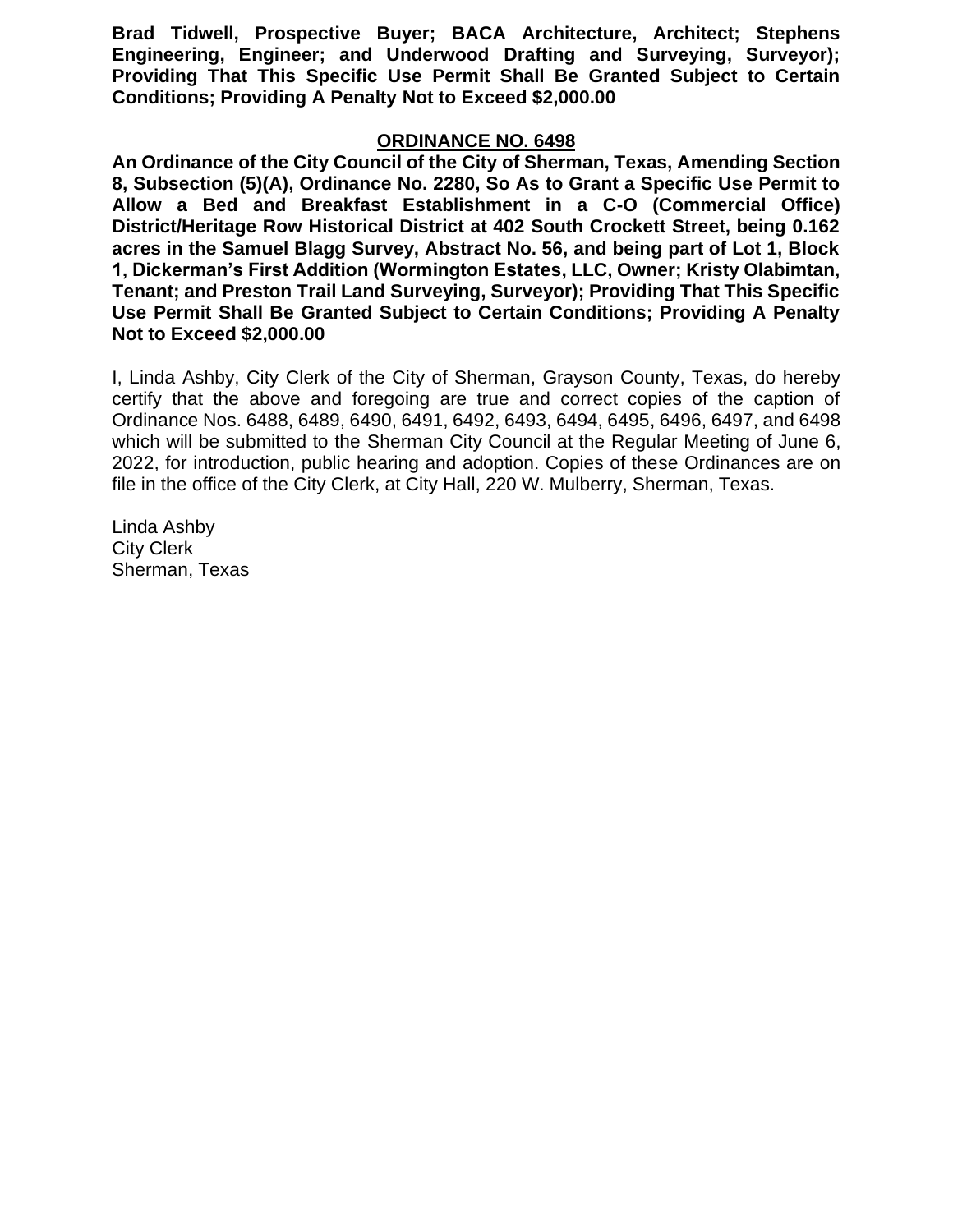**Brad Tidwell, Prospective Buyer; BACA Architecture, Architect; Stephens Engineering, Engineer; and Underwood Drafting and Surveying, Surveyor); Providing That This Specific Use Permit Shall Be Granted Subject to Certain Conditions; Providing A Penalty Not to Exceed $2,000.00**

**ORDINANCE NO. 6498**

**An Ordinance of the City Council of the City of Sherman, Texas, Amending Section 8, Subsection (5)(A), Ordinance No. 2280, So As to Grant a Specific Use Permit to Allow a Bed and Breakfast Establishment in a C-O (Commercial Office) District/Heritage Row Historical District at 402 South Crockett Street, being 0.162 acres in the Samuel Blagg Survey, Abstract No. 56, and being part of Lot 1, Block 1, Dickerman's First Addition (Wormington Estates, LLC, Owner; Kristy Olabimtan, Tenant; and Preston Trail Land Surveying, Surveyor); Providing That This Specific Use Permit Shall Be Granted Subject to Certain Conditions; Providing A Penalty Not to Exceed $2,000.00**

I, Linda Ashby, City Clerk of the City of Sherman, Grayson County, Texas, do hereby certify that the above and foregoing are true and correct copies of the caption of Ordinance Nos. 6488, 6489, 6490, 6491, 6492, 6493, 6494, 6495, 6496, 6497, and 6498 which will be submitted to the Sherman City Council at the Regular Meeting of June 6, 2022, for introduction, public hearing and adoption. Copies of these Ordinances are on file in the office of the City Clerk, at City Hall, 220 W. Mulberry, Sherman, Texas.

Linda Ashby
City Clerk
Sherman, Texas